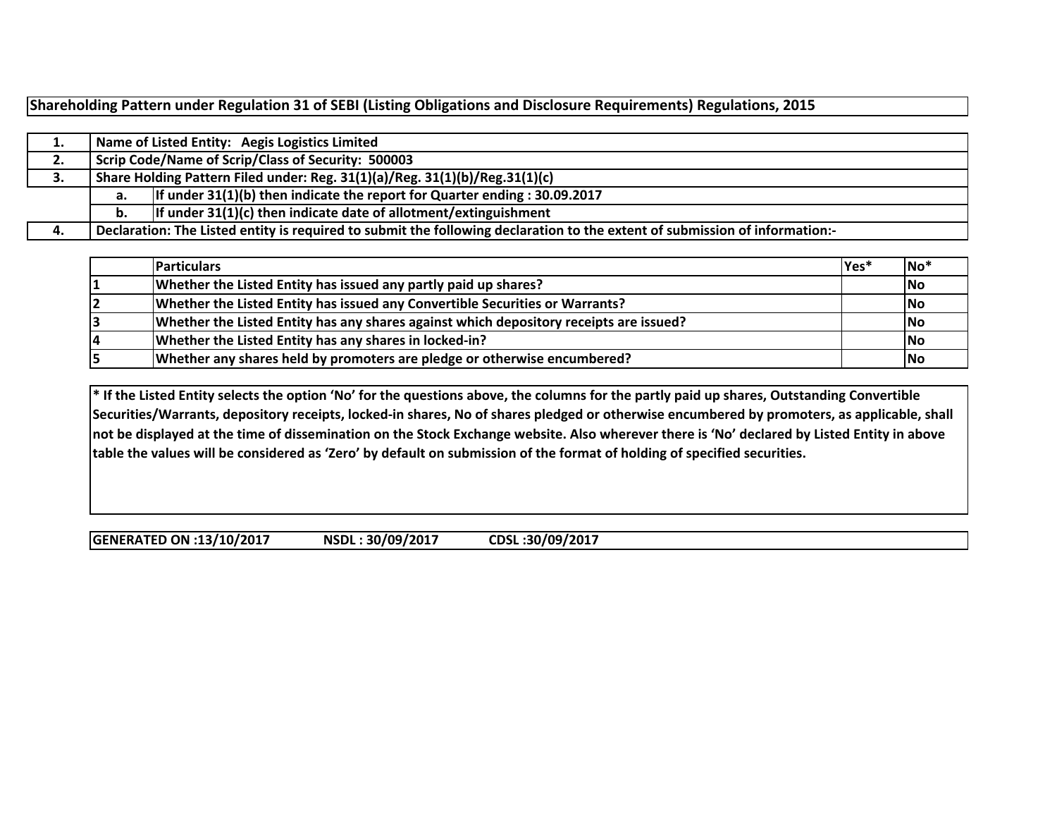# Shareholding Pattern under Regulation 31 of SEBI (Listing Obligations and Disclosure Requirements) Regulations, 2015

| | | |
|---|---|---|
| 1. | Name of Listed Entity: Aegis Logistics Limited | |
| 2. | Scrip Code/Name of Scrip/Class of Security: 500003 | |
| 3. | Share Holding Pattern Filed under: Reg. 31(1)(a)/Reg. 31(1)(b)/Reg.31(1)(c) | |
| | a. | If under 31(1)(b) then indicate the report for Quarter ending : 30.09.2017 |
| | b. | If under 31(1)(c) then indicate date of allotment/extinguishment |
| 4. | Declaration: The Listed entity is required to submit the following declaration to the extent of submission of information:- | |

| | Particulars | Yes* | No* |
|---|---|---|---|
| 1 | Whether the Listed Entity has issued any partly paid up shares? | | No |
| 2 | Whether the Listed Entity has issued any Convertible Securities or Warrants? | | No |
| 3 | Whether the Listed Entity has any shares against which depository receipts are issued? | | No |
| 4 | Whether the Listed Entity has any shares in locked-in? | | No |
| 5 | Whether any shares held by promoters are pledge or otherwise encumbered? | | No |

**\* If the Listed Entity selects the option 'No' for the questions above, the columns for the partly paid up shares, Outstanding Convertible Securities/Warrants, depository receipts, locked-in shares, No of shares pledged or otherwise encumbered by promoters, as applicable, shall not be displayed at the time of dissemination on the Stock Exchange website. Also wherever there is 'No' declared by Listed Entity in above table the values will be considered as 'Zero' by default on submission of the format of holding of specified securities.**

**GENERATED ON :13/10/2017 NSDL : 30/09/2017 CDSL :30/09/2017**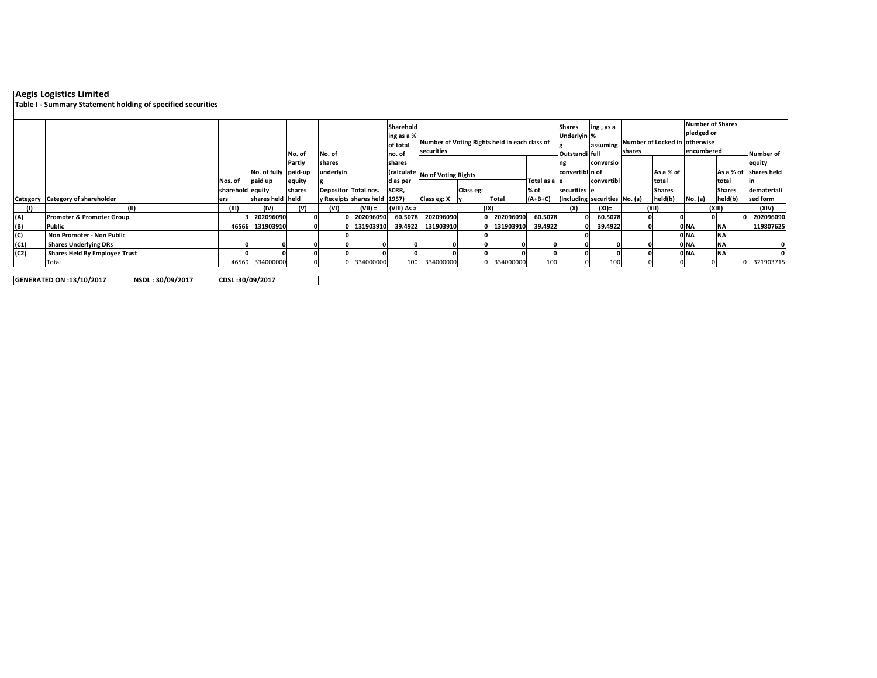## Aegis Logistics Limited

### Table I - Summary Statement holding of specified securities

| Category | Category of shareholder | Nos. of shareholders | No. of fully paid up equity shares held | No. of Partly paid-up equity shares held | No. of shares underlying Depository Receipts | Total nos. shares held | Shareholding as a % of total no. of shares (calculated as per SCRR, 1957) | Number of Voting Rights held in each class of securities | | | | Shares Underlying Outstanding convertible securities (including | Shareholding , as a % assuming full conversion of convertible securities | Number of Locked in shares | | Number of Shares pledged or otherwise encumbered | | Number of equity shares held in dematerialised form |
|---|---|---|---|---|---|---|---|---|---|---|---|---|---|---|---|---|---|---|
| | | | | | | | | No of Voting Rights | | | Total as a % of (A+B+C) | | | No. (a) | As a % of total Shares held(b) | No. (a) | As a % of total Shares held(b) | |
| | | | | | | | | Class eg: X | Class eg: y | Total | | | | | | | | |
| (I) | (II) | (III) | (IV) | (V) | (VI) | (VII) = | (VIII) As a | (IX) | | | | (X) | (XI)= | (XII) | | (XIII) | | (XIV) |
| (A) | Promoter & Promoter Group | 3 | 202096090 | 0 | 0 | 202096090 | 60.5078 | 202096090 | 0 | 202096090 | 60.5078 | 0 | 60.5078 | 0 | 0 | 0 | 0 | 202096090 |
| (B) | Public | 46566 | 131903910 | 0 | 0 | 131903910 | 39.4922 | 131903910 | 0 | 131903910 | 39.4922 | 0 | 39.4922 | 0 | 0 | NA | NA | 119807625 |
| (C) | Non Promoter - Non Public | | | | 0 | | | | 0 | | | 0 | | | 0 | NA | NA | |
| (C1) | Shares Underlying DRs | 0 | 0 | 0 | 0 | 0 | 0 | 0 | 0 | 0 | 0 | 0 | 0 | 0 | 0 | NA | NA | 0 |
| (C2) | Shares Held By Employee Trust | 0 | 0 | 0 | 0 | 0 | 0 | 0 | 0 | 0 | 0 | 0 | 0 | 0 | 0 | NA | NA | 0 |
| | Total | 46569 | 334000000 | 0 | 0 | 334000000 | 100 | 334000000 | 0 | 334000000 | 100 | 0 | 100 | 0 | 0 | 0 | 0 | 321903715 |

**GENERATED ON :13/10/2017 NSDL : 30/09/2017 CDSL :30/09/2017**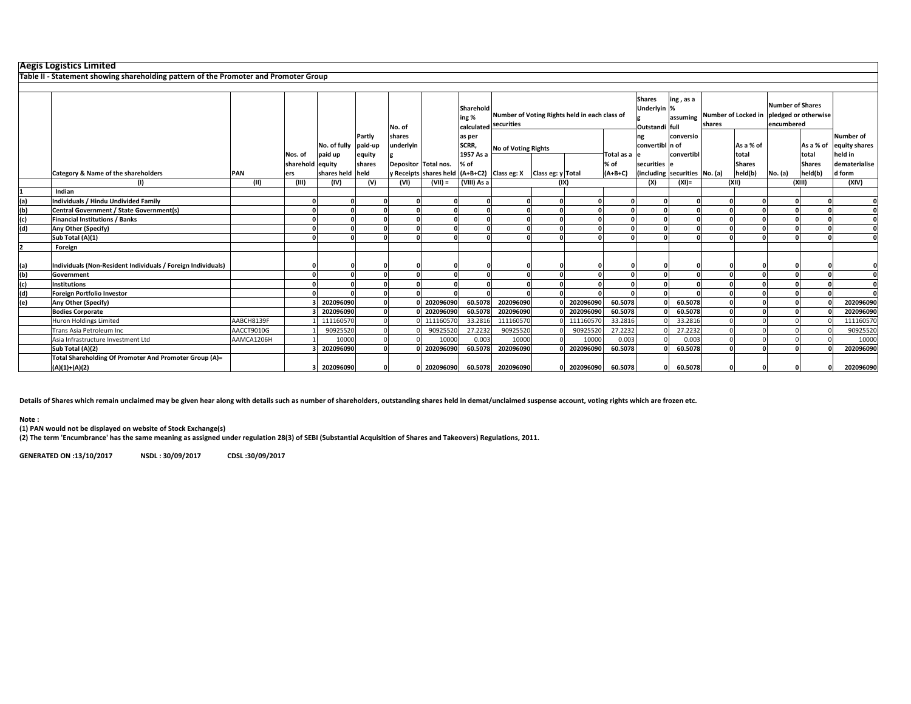# Aegis Logistics Limited

## Table II - Statement showing shareholding pattern of the Promoter and Promoter Group

| | Category & Name of the shareholders | PAN | Nos. of shareholders | No. of fully paid up equity shares held | Partly paid-up equity shares held | No. of shares underlying Depository Receipts | Total nos. shares held | Shareholding % calculated as per SCRR, 1957 As a % of (A+B+C2) | Number of Voting Rights held in each class of securities | | | | Shares Underlying Outstanding convertible securities (including | Shareholding , as a % assuming full conversion of convertible securities | Number of Locked in shares | | Number of Shares pledged or otherwise encumbered | | Number of equity shares held in dematerialised form |
|---|---|---|---|---|---|---|---|---|---|---|---|---|---|---|---|---|---|---|---|
| | | | | | | | | | No of Voting Rights | | | Total as a % of (A+B+C) | | | No. (a) | As a % of total Shares held(b) | No. (a) | As a % of total Shares held(b) | |
| | | | | | | | | | Class eg: X | Class eg: y | Total | | | | | | | | |
| | (I) | (II) | (III) | (IV) | (V) | (VI) | (VII) = | (VIII) As a | (IX) | | | | (X) | (XI)= | (XII) | | (XIII) | | (XIV) |
| 1 | Indian | | | | | | | | | | | | | | | | | | |
| (a) | Individuals / Hindu Undivided Family | | 0 | 0 | 0 | 0 | 0 | 0 | 0 | 0 | 0 | 0 | 0 | 0 | 0 | 0 | 0 | 0 | 0 |
| (b) | Central Government / State Government(s) | | 0 | 0 | 0 | 0 | 0 | 0 | 0 | 0 | 0 | 0 | 0 | 0 | 0 | 0 | 0 | 0 | 0 |
| (c) | Financial Institutions / Banks | | 0 | 0 | 0 | 0 | 0 | 0 | 0 | 0 | 0 | 0 | 0 | 0 | 0 | 0 | 0 | 0 | 0 |
| (d) | Any Other (Specify) | | 0 | 0 | 0 | 0 | 0 | 0 | 0 | 0 | 0 | 0 | 0 | 0 | 0 | 0 | 0 | 0 | 0 |
| | Sub Total (A)(1) | | 0 | 0 | 0 | 0 | 0 | 0 | 0 | 0 | 0 | 0 | 0 | 0 | 0 | 0 | 0 | 0 | 0 |
| 2 | Foreign | | | | | | | | | | | | | | | | | | |
| (a) | Individuals (Non-Resident Individuals / Foreign Individuals) | | 0 | 0 | 0 | 0 | 0 | 0 | 0 | 0 | 0 | 0 | 0 | 0 | 0 | 0 | 0 | 0 | 0 |
| (b) | Government | | 0 | 0 | 0 | 0 | 0 | 0 | 0 | 0 | 0 | 0 | 0 | 0 | 0 | 0 | 0 | 0 | 0 |
| (c) | Institutions | | 0 | 0 | 0 | 0 | 0 | 0 | 0 | 0 | 0 | 0 | 0 | 0 | 0 | 0 | 0 | 0 | 0 |
| (d) | Foreign Portfolio Investor | | 0 | 0 | 0 | 0 | 0 | 0 | 0 | 0 | 0 | 0 | 0 | 0 | 0 | 0 | 0 | 0 | 0 |
| (e) | Any Other (Specify) | | 3 | 202096090 | 0 | 0 | 202096090 | 60.5078 | 202096090 | 0 | 202096090 | 60.5078 | 0 | 60.5078 | 0 | 0 | 0 | 0 | 202096090 |
| | Bodies Corporate | | 3 | 202096090 | 0 | 0 | 202096090 | 60.5078 | 202096090 | 0 | 202096090 | 60.5078 | 0 | 60.5078 | 0 | 0 | 0 | 0 | 202096090 |
| | Huron Holdings Limited | AABCH8139F | 1 | 111160570 | 0 | 0 | 111160570 | 33.2816 | 111160570 | 0 | 111160570 | 33.2816 | 0 | 33.2816 | 0 | 0 | 0 | 0 | 111160570 |
| | Trans Asia Petroleum Inc | AACCT9010G | 1 | 90925520 | 0 | 0 | 90925520 | 27.2232 | 90925520 | 0 | 90925520 | 27.2232 | 0 | 27.2232 | 0 | 0 | 0 | 0 | 90925520 |
| | Asia Infrastructure Investment Ltd | AAMCA1206H | 1 | 10000 | 0 | 0 | 10000 | 0.003 | 10000 | 0 | 10000 | 0.003 | 0 | 0.003 | 0 | 0 | 0 | 0 | 10000 |
| | Sub Total (A)(2) | | 3 | 202096090 | 0 | 0 | 202096090 | 60.5078 | 202096090 | 0 | 202096090 | 60.5078 | 0 | 60.5078 | 0 | 0 | 0 | 0 | 202096090 |
| | Total Shareholding Of Promoter And Promoter Group (A)= (A)(1)+(A)(2) | | 3 | 202096090 | 0 | 0 | 202096090 | 60.5078 | 202096090 | 0 | 202096090 | 60.5078 | 0 | 60.5078 | 0 | 0 | 0 | 0 | 202096090 |

**Details of Shares which remain unclaimed may be given hear along with details such as number of shareholders, outstanding shares held in demat/unclaimed suspense account, voting rights which are frozen etc.**

**Note :**

**(1) PAN would not be displayed on website of Stock Exchange(s)**

**(2) The term 'Encumbrance' has the same meaning as assigned under regulation 28(3) of SEBI (Substantial Acquisition of Shares and Takeovers) Regulations, 2011.**

**GENERATED ON :13/10/2017 NSDL : 30/09/2017 CDSL :30/09/2017**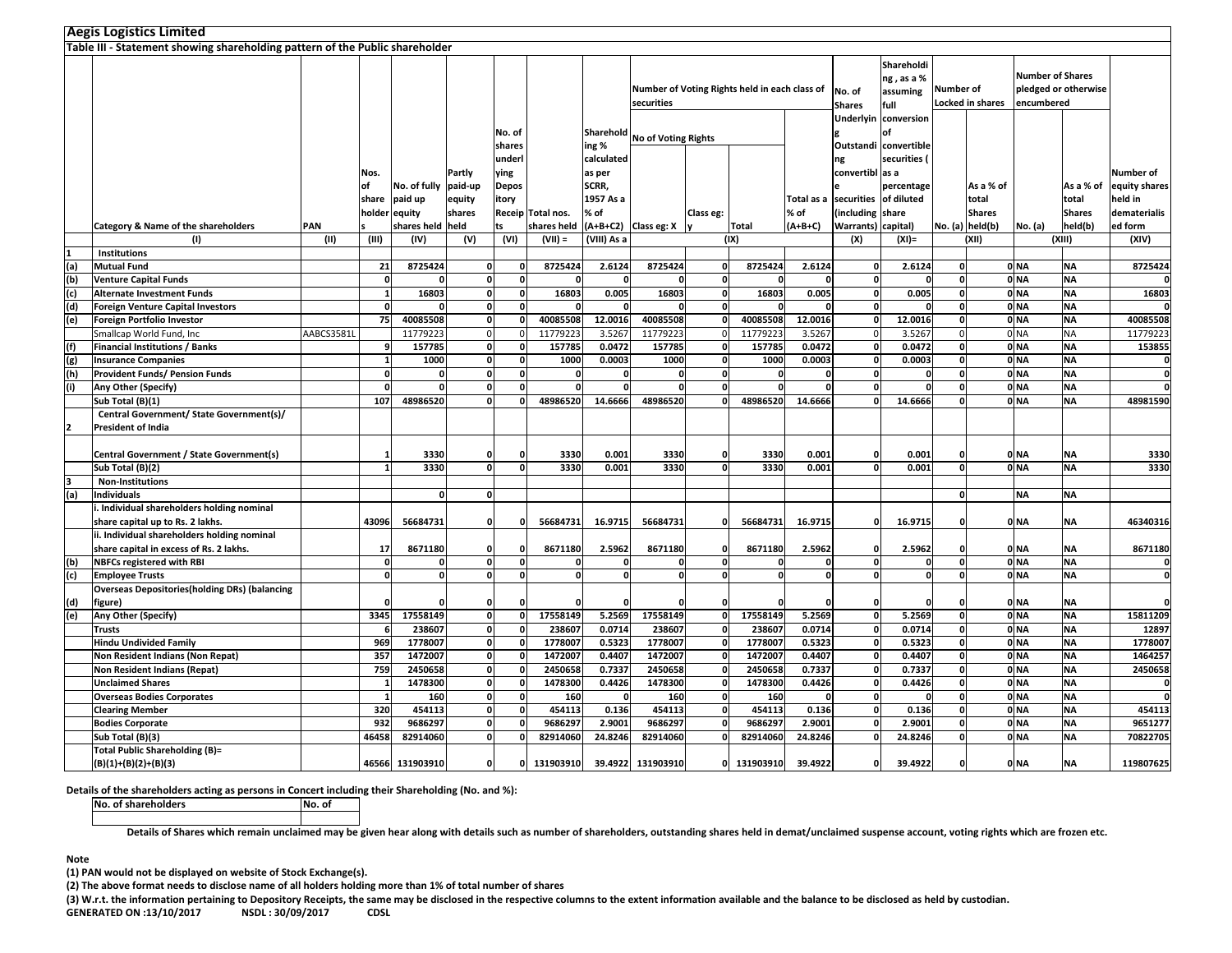## Aegis Logistics Limited

### Table III - Statement showing shareholding pattern of the Public shareholder

| | Category & Name of the shareholders | PAN | Nos. of shareholders | No. of fully paid up equity shares held | Partly paid-up equity shares held | No. of shares underlying Depository Receipts | Total nos. shares held | Shareholding % calculated as per SCRR, 1957 As a % of (A+B+C2) | Number of Voting Rights held in each class of securities | | | | No. of Shares Underlying Outstanding convertible securities (including Warrants) | Shareholding , as a % assuming full conversion of convertible securities ( as a percentage of diluted share capital) | Number of Locked in shares | | Number of Shares pledged or otherwise encumbered | | Number of equity shares held in dematerialised form |
|---|---|---|---|---|---|---|---|---|---|---|---|---|---|---|---|---|---|---|---|
| | | | | | | | | | No of Voting Rights | | | Total as a % of (A+B+C) | | | No. (a) | As a % of total Shares held(b) | No. (a) | As a % of total Shares held(b) | |
| | | | | | | | | | Class eg: X | Class eg: y | Total | | | | | | | | |
| | (I) | (II) | (III) | (IV) | (V) | (VI) | (VII) = | (VIII) As a | (IX) | | | | (X) | (XI)= | (XII) | | (XIII) | | (XIV) |
| 1 | **Institutions** | | | | | | | | | | | | | | | | | | |
| (a) | **Mutual Fund** | | 21 | 8725424 | 0 | 0 | 8725424 | 2.6124 | 8725424 | 0 | 8725424 | 2.6124 | 0 | 2.6124 | 0 | 0 | NA | NA | 8725424 |
| (b) | **Venture Capital Funds** | | 0 | 0 | 0 | 0 | 0 | 0 | 0 | 0 | 0 | 0 | 0 | 0 | 0 | 0 | NA | NA | 0 |
| (c) | **Alternate Investment Funds** | | 1 | 16803 | 0 | 0 | 16803 | 0.005 | 16803 | 0 | 16803 | 0.005 | 0 | 0.005 | 0 | 0 | NA | NA | 16803 |
| (d) | **Foreign Venture Capital Investors** | | 0 | 0 | 0 | 0 | 0 | 0 | 0 | 0 | 0 | 0 | 0 | 0 | 0 | 0 | NA | NA | 0 |
| (e) | **Foreign Portfolio Investor** | | 75 | 40085508 | 0 | 0 | 40085508 | 12.0016 | 40085508 | 0 | 40085508 | 12.0016 | 0 | 12.0016 | 0 | 0 | NA | NA | 40085508 |
| | Smallcap World Fund, Inc | AABCS3581L | | 11779223 | 0 | 0 | 11779223 | 3.5267 | 11779223 | 0 | 11779223 | 3.5267 | 0 | 3.5267 | 0 | 0 | NA | NA | 11779223 |
| (f) | **Financial Institutions / Banks** | | 9 | 157785 | 0 | 0 | 157785 | 0.0472 | 157785 | 0 | 157785 | 0.0472 | 0 | 0.0472 | 0 | 0 | NA | NA | 153855 |
| (g) | **Insurance Companies** | | 1 | 1000 | 0 | 0 | 1000 | 0.0003 | 1000 | 0 | 1000 | 0.0003 | 0 | 0.0003 | 0 | 0 | NA | NA | 0 |
| (h) | **Provident Funds/ Pension Funds** | | 0 | 0 | 0 | 0 | 0 | 0 | 0 | 0 | 0 | 0 | 0 | 0 | 0 | 0 | NA | NA | 0 |
| (i) | **Any Other (Specify)** | | 0 | 0 | 0 | 0 | 0 | 0 | 0 | 0 | 0 | 0 | 0 | 0 | 0 | 0 | NA | NA | 0 |
| | **Sub Total (B)(1)** | | 107 | 48986520 | 0 | 0 | 48986520 | 14.6666 | 48986520 | 0 | 48986520 | 14.6666 | 0 | 14.6666 | 0 | 0 | NA | NA | 48981590 |
| 2 | **Central Government/ State Government(s)/ President of India** | | | | | | | | | | | | | | | | | | |
| | **Central Government / State Government(s)** | | 1 | 3330 | 0 | 0 | 3330 | 0.001 | 3330 | 0 | 3330 | 0.001 | 0 | 0.001 | 0 | 0 | NA | NA | 3330 |
| | **Sub Total (B)(2)** | | 1 | 3330 | 0 | 0 | 3330 | 0.001 | 3330 | 0 | 3330 | 0.001 | 0 | 0.001 | 0 | 0 | NA | NA | 3330 |
| 3 | **Non-Institutions** | | | | | | | | | | | | | | | | | | |
| (a) | **Individuals** | | | 0 | 0 | | | | | | | | | | 0 | | NA | NA | |
| | **i. Individual shareholders holding nominal share capital up to Rs. 2 lakhs.** | | 43096 | 56684731 | 0 | 0 | 56684731 | 16.9715 | 56684731 | 0 | 56684731 | 16.9715 | 0 | 16.9715 | 0 | 0 | NA | NA | 46340316 |
| | **ii. Individual shareholders holding nominal share capital in excess of Rs. 2 lakhs.** | | 17 | 8671180 | 0 | 0 | 8671180 | 2.5962 | 8671180 | 0 | 8671180 | 2.5962 | 0 | 2.5962 | 0 | 0 | NA | NA | 8671180 |
| (b) | **NBFCs registered with RBI** | | 0 | 0 | 0 | 0 | 0 | 0 | 0 | 0 | 0 | 0 | 0 | 0 | 0 | 0 | NA | NA | 0 |
| (c) | **Employee Trusts** | | 0 | 0 | 0 | 0 | 0 | 0 | 0 | 0 | 0 | 0 | 0 | 0 | 0 | 0 | NA | NA | 0 |
| (d) | **Overseas Depositories(holding DRs) (balancing figure)** | | 0 | 0 | 0 | 0 | 0 | 0 | 0 | 0 | 0 | 0 | 0 | 0 | 0 | 0 | NA | NA | 0 |
| (e) | **Any Other (Specify)** | | 3345 | 17558149 | 0 | 0 | 17558149 | 5.2569 | 17558149 | 0 | 17558149 | 5.2569 | 0 | 5.2569 | 0 | 0 | NA | NA | 15811209 |
| | **Trusts** | | 6 | 238607 | 0 | 0 | 238607 | 0.0714 | 238607 | 0 | 238607 | 0.0714 | 0 | 0.0714 | 0 | 0 | NA | NA | 12897 |
| | **Hindu Undivided Family** | | 969 | 1778007 | 0 | 0 | 1778007 | 0.5323 | 1778007 | 0 | 1778007 | 0.5323 | 0 | 0.5323 | 0 | 0 | NA | NA | 1778007 |
| | **Non Resident Indians (Non Repat)** | | 357 | 1472007 | 0 | 0 | 1472007 | 0.4407 | 1472007 | 0 | 1472007 | 0.4407 | 0 | 0.4407 | 0 | 0 | NA | NA | 1464257 |
| | **Non Resident Indians (Repat)** | | 759 | 2450658 | 0 | 0 | 2450658 | 0.7337 | 2450658 | 0 | 2450658 | 0.7337 | 0 | 0.7337 | 0 | 0 | NA | NA | 2450658 |
| | **Unclaimed Shares** | | 1 | 1478300 | 0 | 0 | 1478300 | 0.4426 | 1478300 | 0 | 1478300 | 0.4426 | 0 | 0.4426 | 0 | 0 | NA | NA | 0 |
| | **Overseas Bodies Corporates** | | 1 | 160 | 0 | 0 | 160 | 0 | 160 | 0 | 160 | 0 | 0 | 0 | 0 | 0 | NA | NA | 0 |
| | **Clearing Member** | | 320 | 454113 | 0 | 0 | 454113 | 0.136 | 454113 | 0 | 454113 | 0.136 | 0 | 0.136 | 0 | 0 | NA | NA | 454113 |
| | **Bodies Corporate** | | 932 | 9686297 | 0 | 0 | 9686297 | 2.9001 | 9686297 | 0 | 9686297 | 2.9001 | 0 | 2.9001 | 0 | 0 | NA | NA | 9651277 |
| | **Sub Total (B)(3)** | | 46458 | 82914060 | 0 | 0 | 82914060 | 24.8246 | 82914060 | 0 | 82914060 | 24.8246 | 0 | 24.8246 | 0 | 0 | NA | NA | 70822705 |
| | **Total Public Shareholding (B)= (B)(1)+(B)(2)+(B)(3)** | | 46566 | 131903910 | 0 | 0 | 131903910 | 39.4922 | 131903910 | 0 | 131903910 | 39.4922 | 0 | 39.4922 | 0 | 0 | NA | NA | 119807625 |

**Details of the shareholders acting as persons in Concert including their Shareholding (No. and %):**

| No. of shareholders | No. of |
|---|---|
| | |

**Details of Shares which remain unclaimed may be given hear along with details such as number of shareholders, outstanding shares held in demat/unclaimed suspense account, voting rights which are frozen etc.**

**Note**

**(1) PAN would not be displayed on website of Stock Exchange(s).**

**(2) The above format needs to disclose name of all holders holding more than 1% of total number of shares**

**(3) W.r.t. the information pertaining to Depository Receipts, the same may be disclosed in the respective columns to the extent information available and the balance to be disclosed as held by custodian.**

**GENERATED ON :13/10/2017 NSDL : 30/09/2017 CDSL**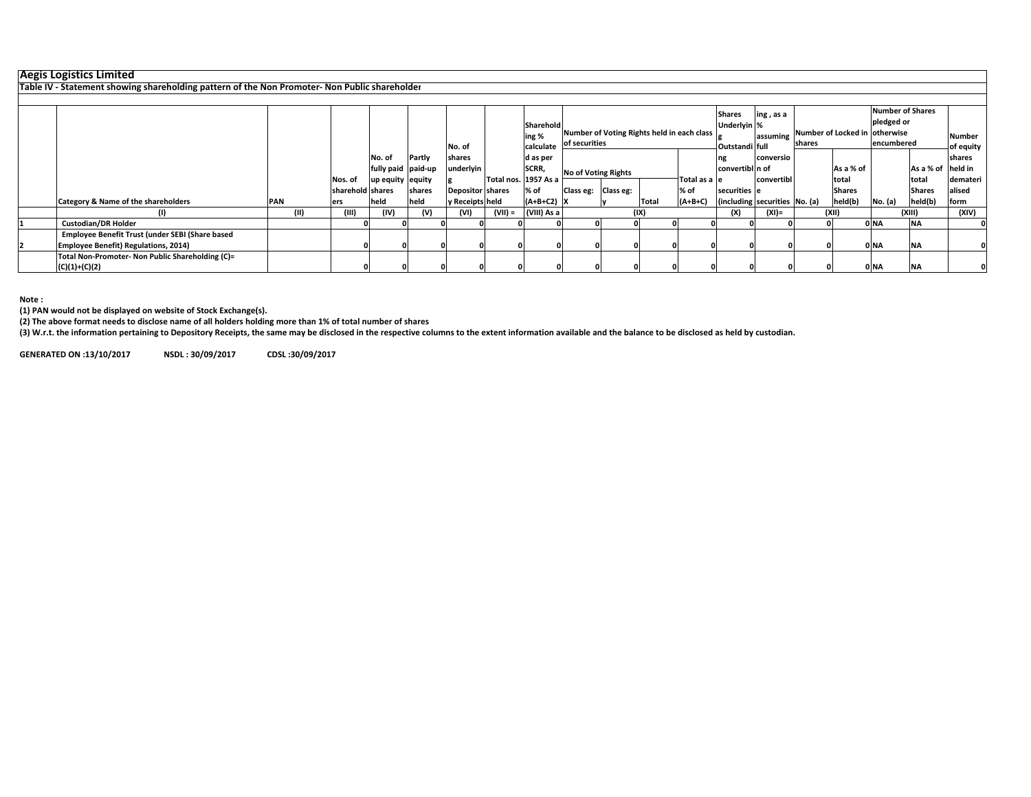## Aegis Logistics Limited

### Table IV - Statement showing shareholding pattern of the Non Promoter- Non Public shareholder

| | Category & Name of the shareholders | PAN | Nos. of shareholders | No. of fully paid up equity shares held | Partly paid-up equity shares held | No. of shares underlying Depository Receipts | Total nos. shares held | Shareholding % calculated as per SCRR, 1957 As a % of (A+B+C2) | Number of Voting Rights held in each class of securities | | | | Shares Underlying Outstanding convertible securities (including | Shareholding , as a % assuming full conversion of convertible securities | Number of Locked in shares | | Number of Shares pledged or otherwise encumbered | | Number of equity shares held in dematerialised form |
|---|---|---|---|---|---|---|---|---|---|---|---|---|---|---|---|---|---|---|---|
| | | | | | | | | | No of Voting Rights | | | Total as a % of (A+B+C) | | | No. (a) | As a % of total Shares held(b) | No. (a) | As a % of total Shares held(b) | |
| | | | | | | | | | Class eg: X | Class eg: y | Total | | | | | | | | |
| | (I) | (II) | (III) | (IV) | (V) | (VI) | (VII) = | (VIII) As a | (IX) | | | | (X) | (XI)= | (XII) | | (XIII) | | (XIV) |
| 1 | Custodian/DR Holder | | 0 | 0 | 0 | 0 | 0 | 0 | 0 | 0 | 0 | 0 | 0 | 0 | 0 | 0 | NA | NA | 0 |
| 2 | Employee Benefit Trust (under SEBI (Share based Employee Benefit) Regulations, 2014) | | 0 | 0 | 0 | 0 | 0 | 0 | 0 | 0 | 0 | 0 | 0 | 0 | 0 | 0 | NA | NA | 0 |
| | Total Non-Promoter- Non Public Shareholding (C)= (C)(1)+(C)(2) | | 0 | 0 | 0 | 0 | 0 | 0 | 0 | 0 | 0 | 0 | 0 | 0 | 0 | 0 | NA | NA | 0 |

**Note :**

**(1) PAN would not be displayed on website of Stock Exchange(s).**

**(2) The above format needs to disclose name of all holders holding more than 1% of total number of shares**

**(3) W.r.t. the information pertaining to Depository Receipts, the same may be disclosed in the respective columns to the extent information available and the balance to be disclosed as held by custodian.**

**GENERATED ON :13/10/2017 NSDL : 30/09/2017 CDSL :30/09/2017**